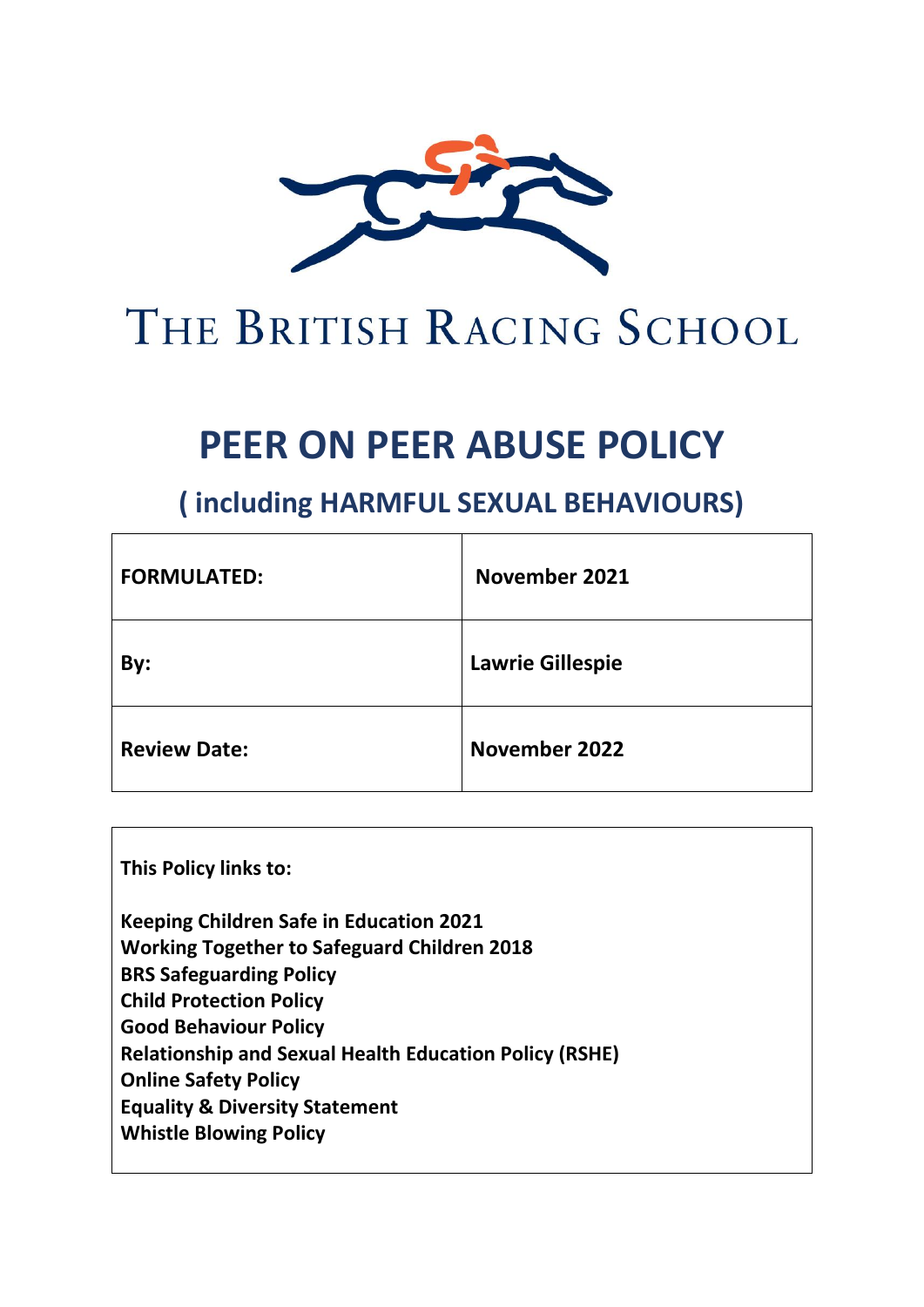THE BRITISH RACING SCHOOL

# PEER ON PEER ABUSE POLICY

## ( including HARMFUL SEXUAL BEHAVIOURS)

| | |
|---|---|
| **FORMULATED:** | **November 2021** |
| **By:** | **Lawrie Gillespie** |
| **Review Date:** | **November 2022** |

**This Policy links to:**

**Keeping Children Safe in Education 2021**
**Working Together to Safeguard Children 2018**
**BRS Safeguarding Policy**
**Child Protection Policy**
**Good Behaviour Policy**
**Relationship and Sexual Health Education Policy (RSHE)**
**Online Safety Policy**
**Equality & Diversity Statement**
**Whistle Blowing Policy**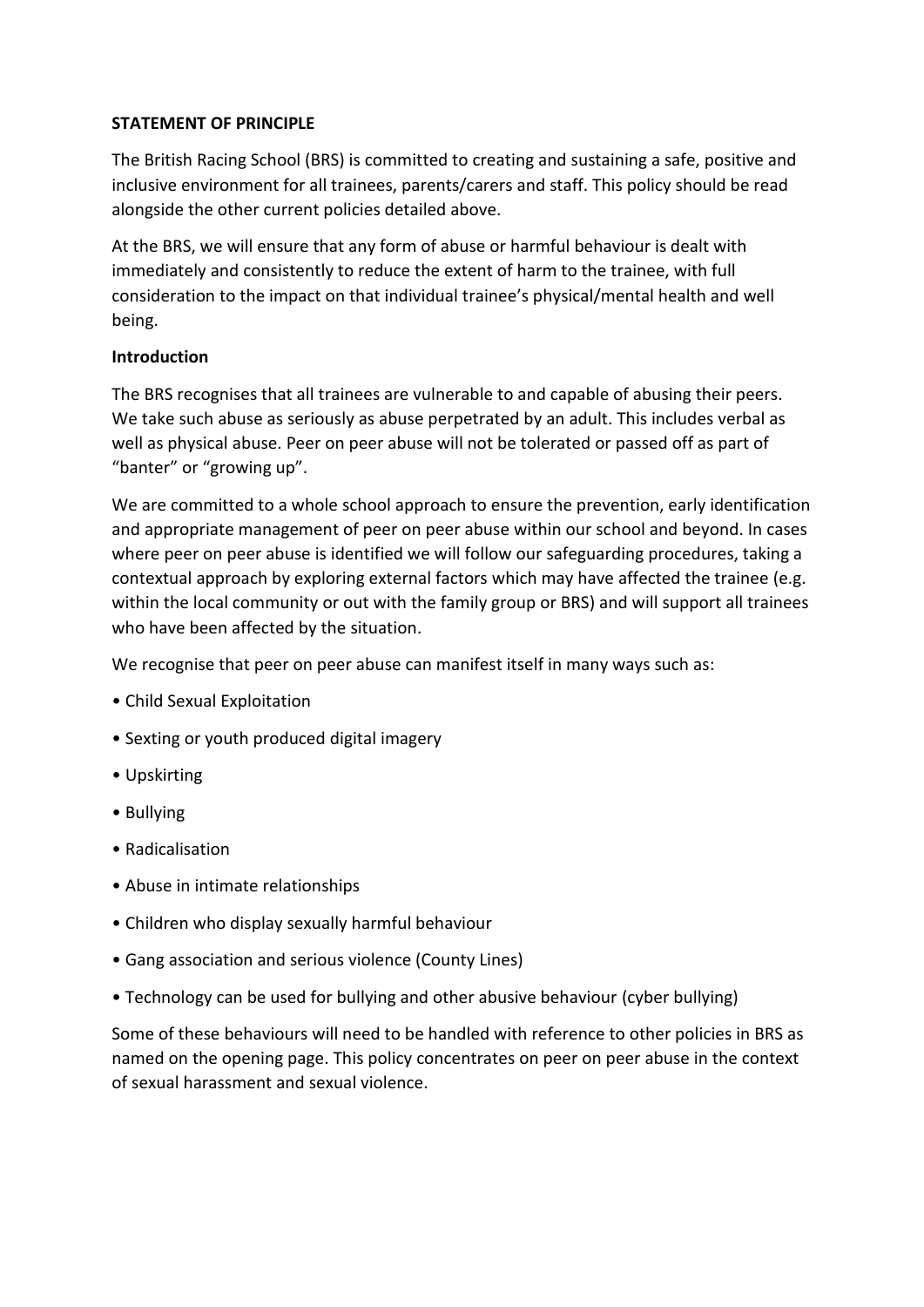**STATEMENT OF PRINCIPLE**

The British Racing School (BRS) is committed to creating and sustaining a safe, positive and inclusive environment for all trainees, parents/carers and staff. This policy should be read alongside the other current policies detailed above.

At the BRS, we will ensure that any form of abuse or harmful behaviour is dealt with immediately and consistently to reduce the extent of harm to the trainee, with full consideration to the impact on that individual trainee's physical/mental health and well being.

**Introduction**

The BRS recognises that all trainees are vulnerable to and capable of abusing their peers. We take such abuse as seriously as abuse perpetrated by an adult. This includes verbal as well as physical abuse. Peer on peer abuse will not be tolerated or passed off as part of "banter" or "growing up".

We are committed to a whole school approach to ensure the prevention, early identification and appropriate management of peer on peer abuse within our school and beyond. In cases where peer on peer abuse is identified we will follow our safeguarding procedures, taking a contextual approach by exploring external factors which may have affected the trainee (e.g. within the local community or out with the family group or BRS) and will support all trainees who have been affected by the situation.

We recognise that peer on peer abuse can manifest itself in many ways such as:

- Child Sexual Exploitation
- Sexting or youth produced digital imagery
- Upskirting
- Bullying
- Radicalisation
- Abuse in intimate relationships
- Children who display sexually harmful behaviour
- Gang association and serious violence (County Lines)
- Technology can be used for bullying and other abusive behaviour (cyber bullying)

Some of these behaviours will need to be handled with reference to other policies in BRS as named on the opening page. This policy concentrates on peer on peer abuse in the context of sexual harassment and sexual violence.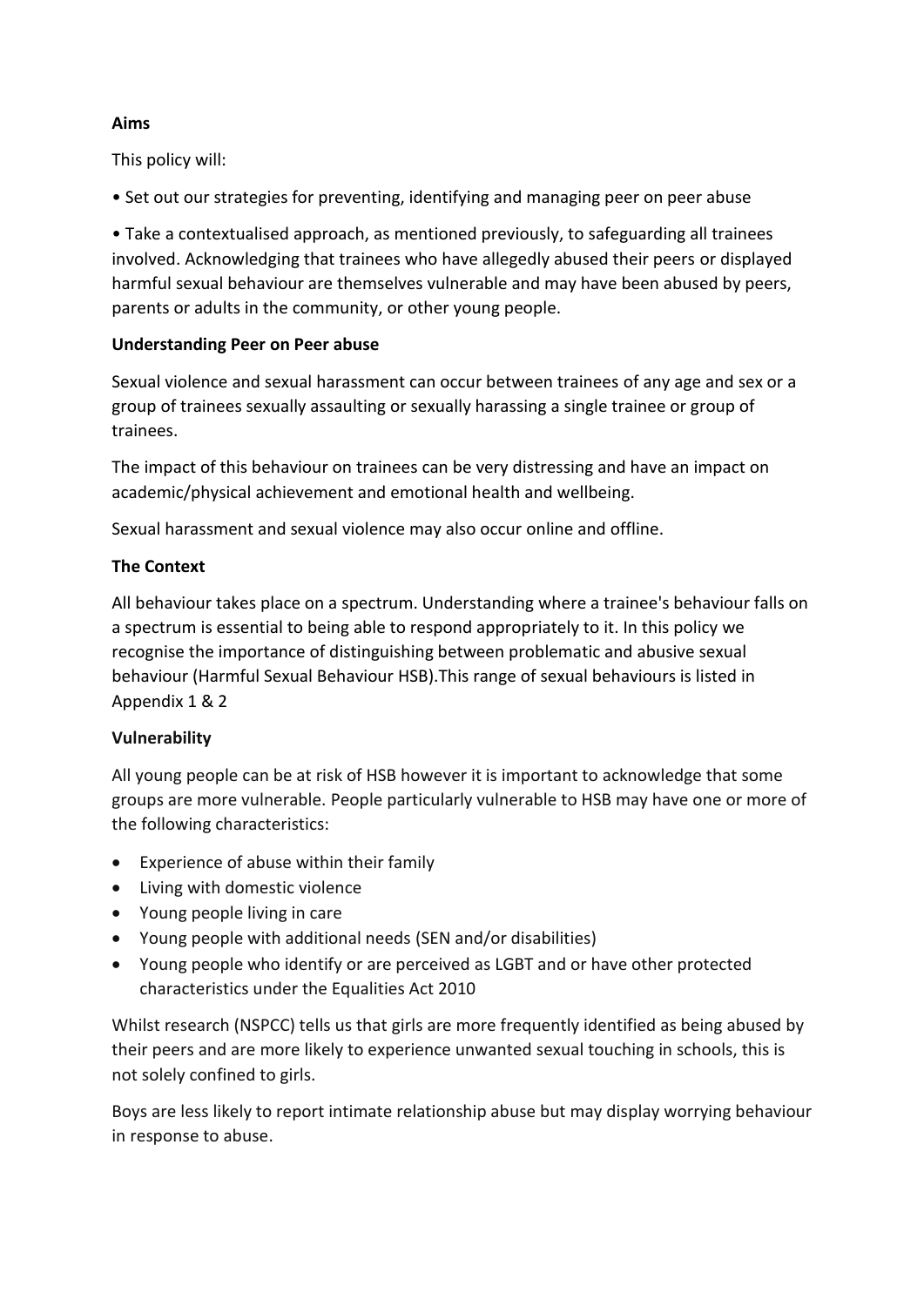**Aims**

This policy will:

• Set out our strategies for preventing, identifying and managing peer on peer abuse

• Take a contextualised approach, as mentioned previously, to safeguarding all trainees involved. Acknowledging that trainees who have allegedly abused their peers or displayed harmful sexual behaviour are themselves vulnerable and may have been abused by peers, parents or adults in the community, or other young people.

**Understanding Peer on Peer abuse**

Sexual violence and sexual harassment can occur between trainees of any age and sex or a group of trainees sexually assaulting or sexually harassing a single trainee or group of trainees.

The impact of this behaviour on trainees can be very distressing and have an impact on academic/physical achievement and emotional health and wellbeing.

Sexual harassment and sexual violence may also occur online and offline.

**The Context**

All behaviour takes place on a spectrum. Understanding where a trainee's behaviour falls on a spectrum is essential to being able to respond appropriately to it. In this policy we recognise the importance of distinguishing between problematic and abusive sexual behaviour (Harmful Sexual Behaviour HSB).This range of sexual behaviours is listed in Appendix 1 & 2

**Vulnerability**

All young people can be at risk of HSB however it is important to acknowledge that some groups are more vulnerable. People particularly vulnerable to HSB may have one or more of the following characteristics:

- Experience of abuse within their family
- Living with domestic violence
- Young people living in care
- Young people with additional needs (SEN and/or disabilities)
- Young people who identify or are perceived as LGBT and or have other protected characteristics under the Equalities Act 2010

Whilst research (NSPCC) tells us that girls are more frequently identified as being abused by their peers and are more likely to experience unwanted sexual touching in schools, this is not solely confined to girls.

Boys are less likely to report intimate relationship abuse but may display worrying behaviour in response to abuse.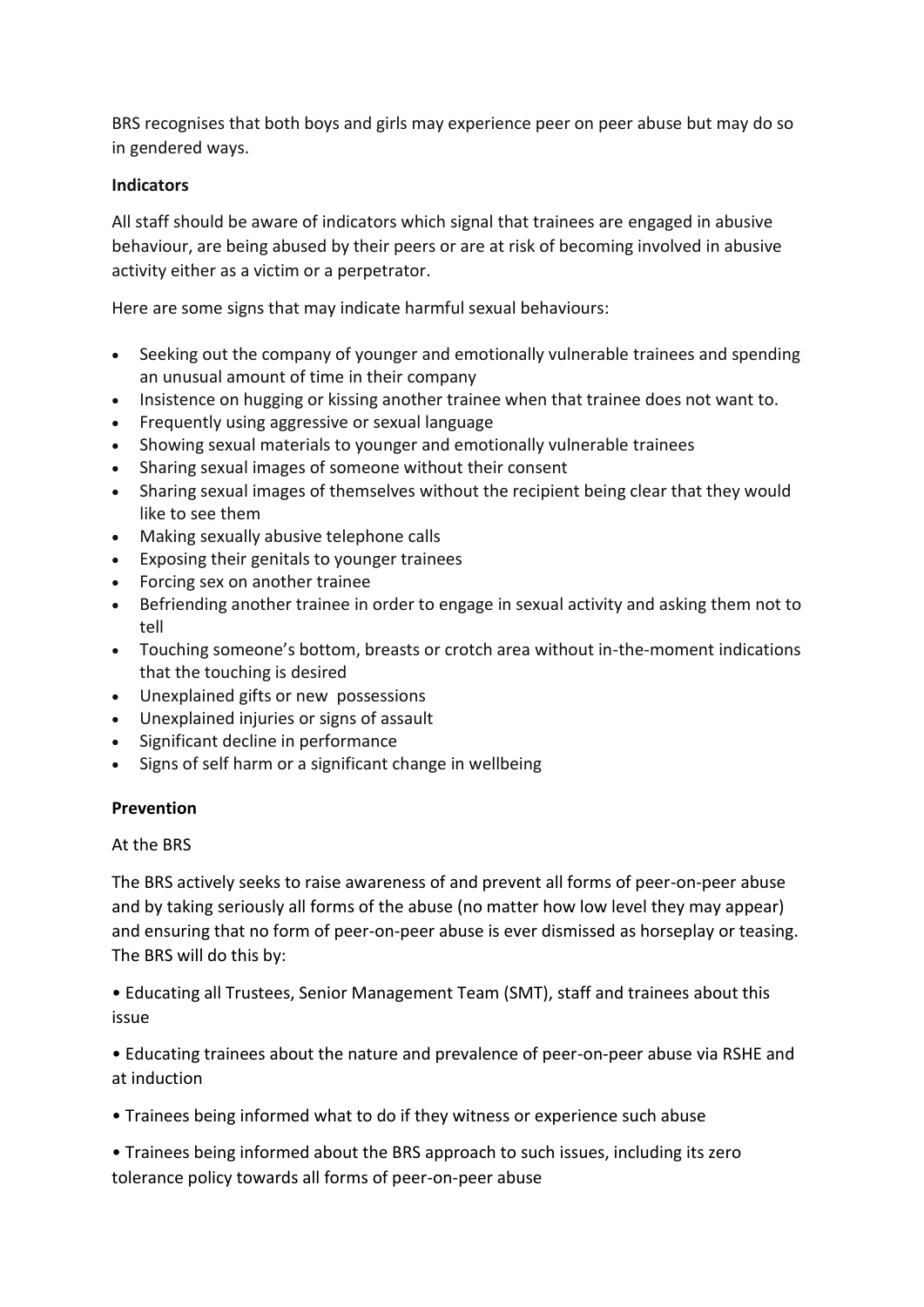BRS recognises that both boys and girls may experience peer on peer abuse but may do so in gendered ways.

**Indicators**

All staff should be aware of indicators which signal that trainees are engaged in abusive behaviour, are being abused by their peers or are at risk of becoming involved in abusive activity either as a victim or a perpetrator.

Here are some signs that may indicate harmful sexual behaviours:

- Seeking out the company of younger and emotionally vulnerable trainees and spending an unusual amount of time in their company
- Insistence on hugging or kissing another trainee when that trainee does not want to.
- Frequently using aggressive or sexual language
- Showing sexual materials to younger and emotionally vulnerable trainees
- Sharing sexual images of someone without their consent
- Sharing sexual images of themselves without the recipient being clear that they would like to see them
- Making sexually abusive telephone calls
- Exposing their genitals to younger trainees
- Forcing sex on another trainee
- Befriending another trainee in order to engage in sexual activity and asking them not to tell
- Touching someone's bottom, breasts or crotch area without in-the-moment indications that the touching is desired
- Unexplained gifts or new possessions
- Unexplained injuries or signs of assault
- Significant decline in performance
- Signs of self harm or a significant change in wellbeing

**Prevention**

At the BRS

The BRS actively seeks to raise awareness of and prevent all forms of peer-on-peer abuse and by taking seriously all forms of the abuse (no matter how low level they may appear) and ensuring that no form of peer-on-peer abuse is ever dismissed as horseplay or teasing. The BRS will do this by:

• Educating all Trustees, Senior Management Team (SMT), staff and trainees about this issue

• Educating trainees about the nature and prevalence of peer-on-peer abuse via RSHE and at induction

• Trainees being informed what to do if they witness or experience such abuse

• Trainees being informed about the BRS approach to such issues, including its zero tolerance policy towards all forms of peer-on-peer abuse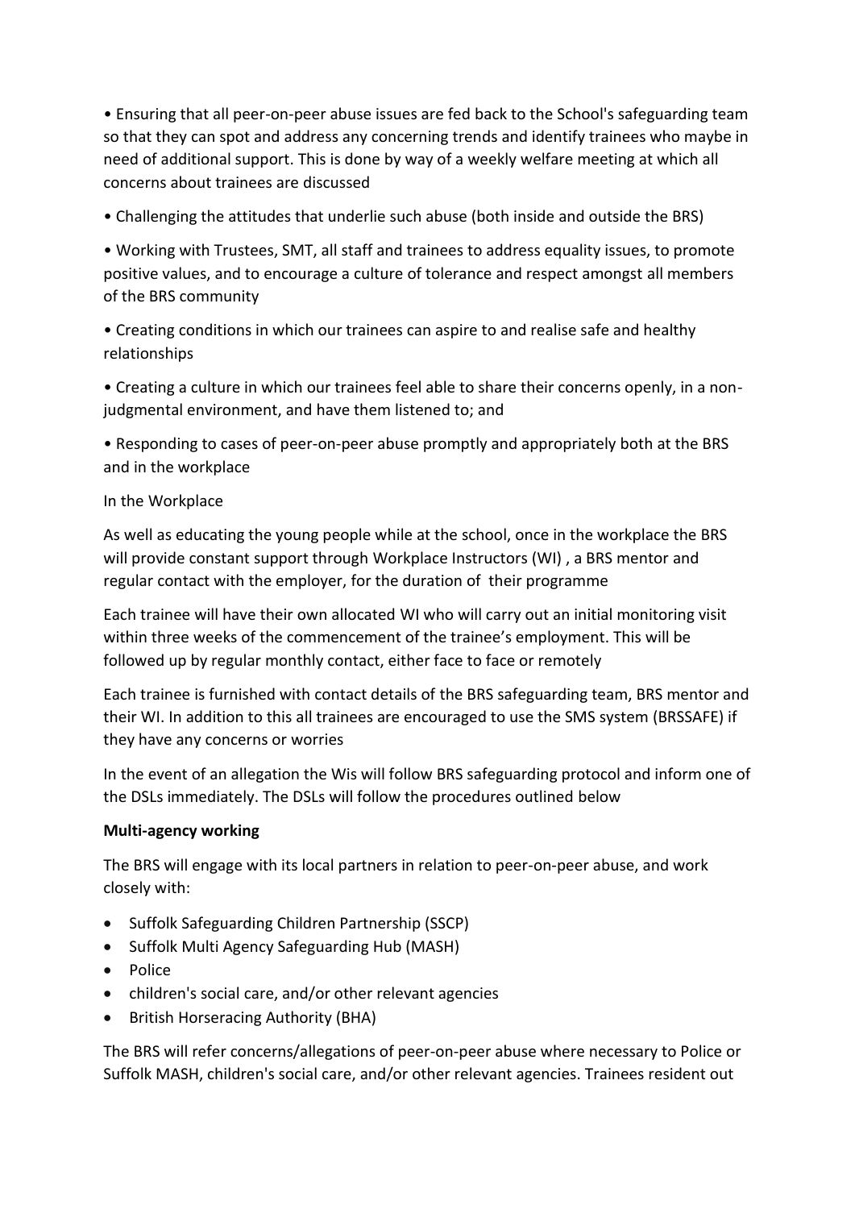• Ensuring that all peer-on-peer abuse issues are fed back to the School's safeguarding team so that they can spot and address any concerning trends and identify trainees who maybe in need of additional support. This is done by way of a weekly welfare meeting at which all concerns about trainees are discussed

• Challenging the attitudes that underlie such abuse (both inside and outside the BRS)

• Working with Trustees, SMT, all staff and trainees to address equality issues, to promote positive values, and to encourage a culture of tolerance and respect amongst all members of the BRS community

• Creating conditions in which our trainees can aspire to and realise safe and healthy relationships

• Creating a culture in which our trainees feel able to share their concerns openly, in a non-judgmental environment, and have them listened to; and

• Responding to cases of peer-on-peer abuse promptly and appropriately both at the BRS and in the workplace

In the Workplace

As well as educating the young people while at the school, once in the workplace the BRS will provide constant support through Workplace Instructors (WI) , a BRS mentor and regular contact with the employer, for the duration of their programme

Each trainee will have their own allocated WI who will carry out an initial monitoring visit within three weeks of the commencement of the trainee's employment. This will be followed up by regular monthly contact, either face to face or remotely

Each trainee is furnished with contact details of the BRS safeguarding team, BRS mentor and their WI. In addition to this all trainees are encouraged to use the SMS system (BRSSAFE) if they have any concerns or worries

In the event of an allegation the Wis will follow BRS safeguarding protocol and inform one of the DSLs immediately. The DSLs will follow the procedures outlined below

**Multi-agency working**

The BRS will engage with its local partners in relation to peer-on-peer abuse, and work closely with:

- Suffolk Safeguarding Children Partnership (SSCP)
- Suffolk Multi Agency Safeguarding Hub (MASH)
- Police
- children's social care, and/or other relevant agencies
- British Horseracing Authority (BHA)

The BRS will refer concerns/allegations of peer-on-peer abuse where necessary to Police or Suffolk MASH, children's social care, and/or other relevant agencies. Trainees resident out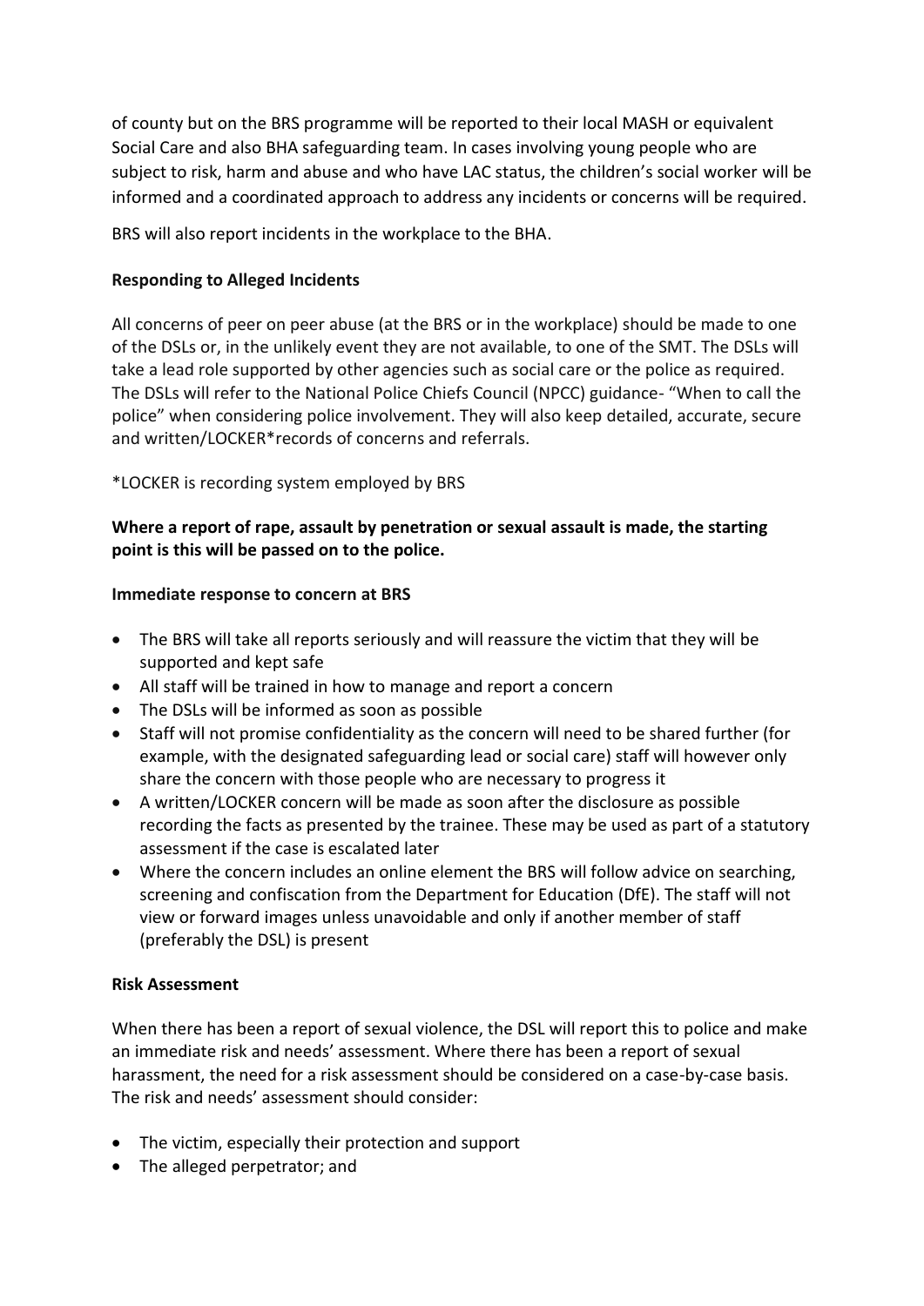of county but on the BRS programme will be reported to their local MASH or equivalent Social Care and also BHA safeguarding team. In cases involving young people who are subject to risk, harm and abuse and who have LAC status, the children's social worker will be informed and a coordinated approach to address any incidents or concerns will be required.

BRS will also report incidents in the workplace to the BHA.

**Responding to Alleged Incidents**

All concerns of peer on peer abuse (at the BRS or in the workplace) should be made to one of the DSLs or, in the unlikely event they are not available, to one of the SMT. The DSLs will take a lead role supported by other agencies such as social care or the police as required. The DSLs will refer to the National Police Chiefs Council (NPCC) guidance- "When to call the police" when considering police involvement. They will also keep detailed, accurate, secure and written/LOCKER*records of concerns and referrals.

*LOCKER is recording system employed by BRS

**Where a report of rape, assault by penetration or sexual assault is made, the starting point is this will be passed on to the police.**

**Immediate response to concern at BRS**

- The BRS will take all reports seriously and will reassure the victim that they will be supported and kept safe
- All staff will be trained in how to manage and report a concern
- The DSLs will be informed as soon as possible
- Staff will not promise confidentiality as the concern will need to be shared further (for example, with the designated safeguarding lead or social care) staff will however only share the concern with those people who are necessary to progress it
- A written/LOCKER concern will be made as soon after the disclosure as possible recording the facts as presented by the trainee. These may be used as part of a statutory assessment if the case is escalated later
- Where the concern includes an online element the BRS will follow advice on searching, screening and confiscation from the Department for Education (DfE). The staff will not view or forward images unless unavoidable and only if another member of staff (preferably the DSL) is present

**Risk Assessment**

When there has been a report of sexual violence, the DSL will report this to police and make an immediate risk and needs' assessment. Where there has been a report of sexual harassment, the need for a risk assessment should be considered on a case-by-case basis. The risk and needs' assessment should consider:

- The victim, especially their protection and support
- The alleged perpetrator; and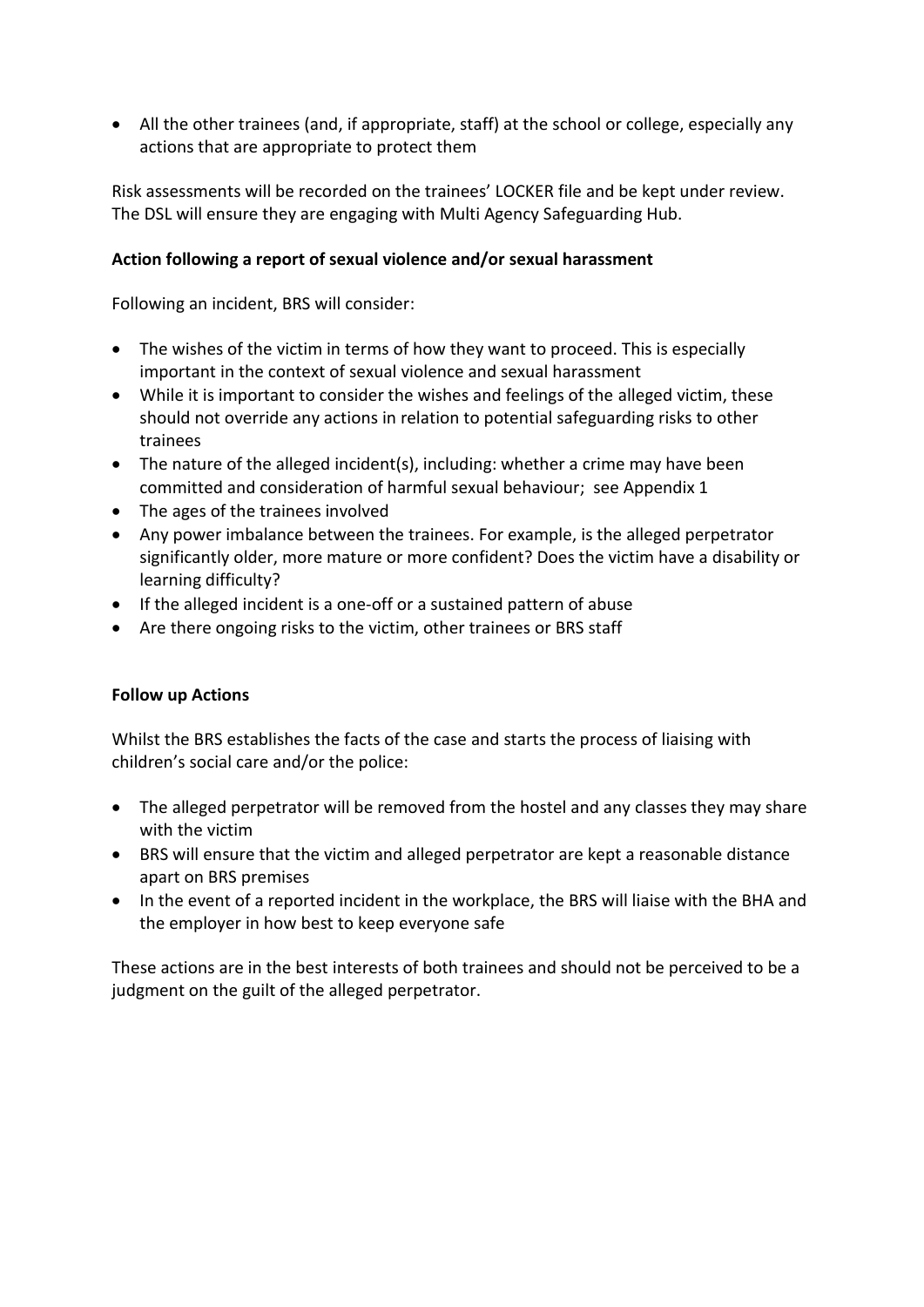- All the other trainees (and, if appropriate, staff) at the school or college, especially any actions that are appropriate to protect them

Risk assessments will be recorded on the trainees' LOCKER file and be kept under review. The DSL will ensure they are engaging with Multi Agency Safeguarding Hub.

**Action following a report of sexual violence and/or sexual harassment**

Following an incident, BRS will consider:

- The wishes of the victim in terms of how they want to proceed. This is especially important in the context of sexual violence and sexual harassment
- While it is important to consider the wishes and feelings of the alleged victim, these should not override any actions in relation to potential safeguarding risks to other trainees
- The nature of the alleged incident(s), including: whether a crime may have been committed and consideration of harmful sexual behaviour; see Appendix 1
- The ages of the trainees involved
- Any power imbalance between the trainees. For example, is the alleged perpetrator significantly older, more mature or more confident? Does the victim have a disability or learning difficulty?
- If the alleged incident is a one-off or a sustained pattern of abuse
- Are there ongoing risks to the victim, other trainees or BRS staff

**Follow up Actions**

Whilst the BRS establishes the facts of the case and starts the process of liaising with children's social care and/or the police:

- The alleged perpetrator will be removed from the hostel and any classes they may share with the victim
- BRS will ensure that the victim and alleged perpetrator are kept a reasonable distance apart on BRS premises
- In the event of a reported incident in the workplace, the BRS will liaise with the BHA and the employer in how best to keep everyone safe

These actions are in the best interests of both trainees and should not be perceived to be a judgment on the guilt of the alleged perpetrator.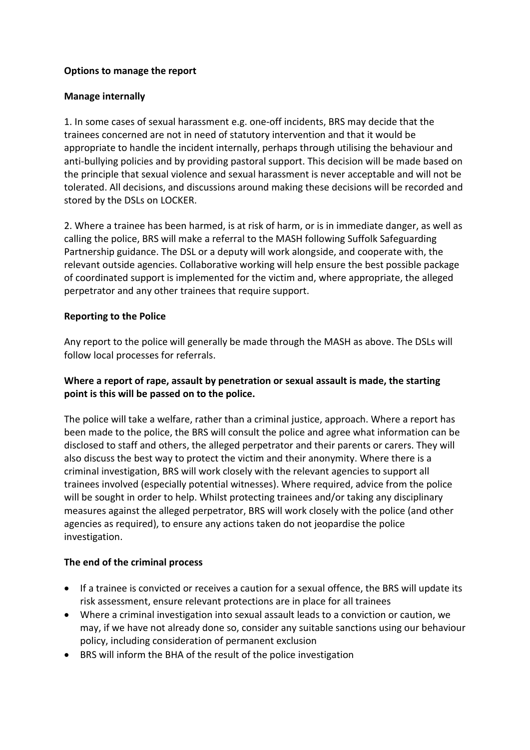**Options to manage the report**

**Manage internally**

1. In some cases of sexual harassment e.g. one-off incidents, BRS may decide that the trainees concerned are not in need of statutory intervention and that it would be appropriate to handle the incident internally, perhaps through utilising the behaviour and anti-bullying policies and by providing pastoral support. This decision will be made based on the principle that sexual violence and sexual harassment is never acceptable and will not be tolerated. All decisions, and discussions around making these decisions will be recorded and stored by the DSLs on LOCKER.

2. Where a trainee has been harmed, is at risk of harm, or is in immediate danger, as well as calling the police, BRS will make a referral to the MASH following Suffolk Safeguarding Partnership guidance. The DSL or a deputy will work alongside, and cooperate with, the relevant outside agencies. Collaborative working will help ensure the best possible package of coordinated support is implemented for the victim and, where appropriate, the alleged perpetrator and any other trainees that require support.

**Reporting to the Police**

Any report to the police will generally be made through the MASH as above. The DSLs will follow local processes for referrals.

**Where a report of rape, assault by penetration or sexual assault is made, the starting point is this will be passed on to the police.**

The police will take a welfare, rather than a criminal justice, approach. Where a report has been made to the police, the BRS will consult the police and agree what information can be disclosed to staff and others, the alleged perpetrator and their parents or carers. They will also discuss the best way to protect the victim and their anonymity. Where there is a criminal investigation, BRS will work closely with the relevant agencies to support all trainees involved (especially potential witnesses). Where required, advice from the police will be sought in order to help. Whilst protecting trainees and/or taking any disciplinary measures against the alleged perpetrator, BRS will work closely with the police (and other agencies as required), to ensure any actions taken do not jeopardise the police investigation.

**The end of the criminal process**

- If a trainee is convicted or receives a caution for a sexual offence, the BRS will update its risk assessment, ensure relevant protections are in place for all trainees
- Where a criminal investigation into sexual assault leads to a conviction or caution, we may, if we have not already done so, consider any suitable sanctions using our behaviour policy, including consideration of permanent exclusion
- BRS will inform the BHA of the result of the police investigation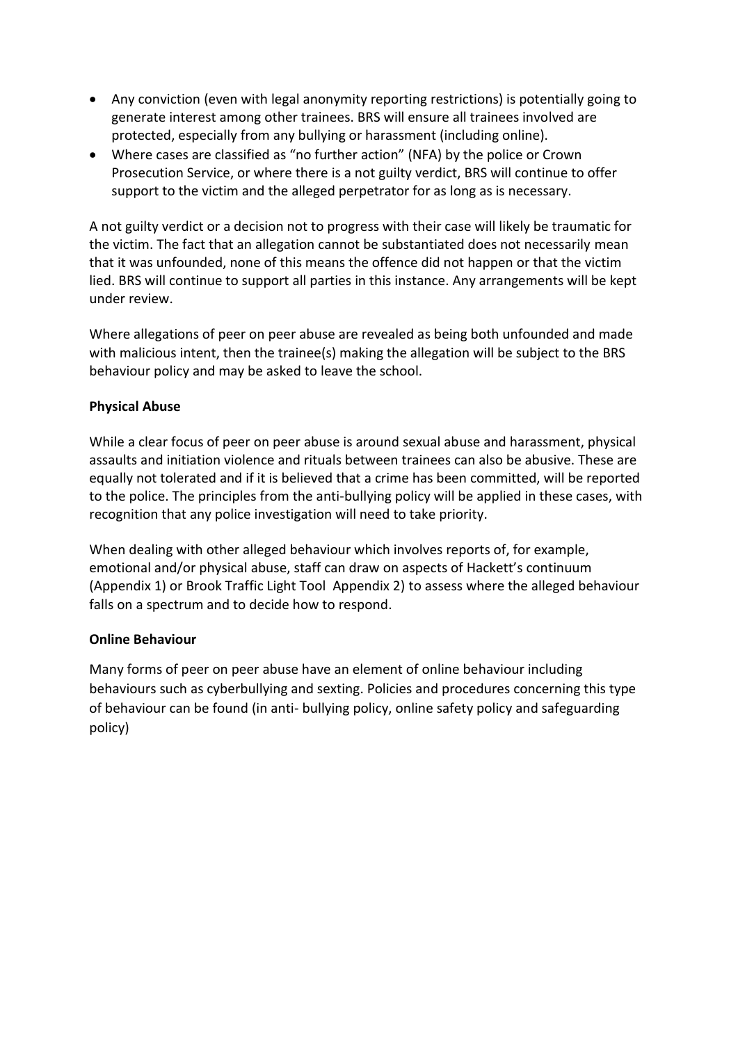- Any conviction (even with legal anonymity reporting restrictions) is potentially going to generate interest among other trainees. BRS will ensure all trainees involved are protected, especially from any bullying or harassment (including online).
- Where cases are classified as "no further action" (NFA) by the police or Crown Prosecution Service, or where there is a not guilty verdict, BRS will continue to offer support to the victim and the alleged perpetrator for as long as is necessary.

A not guilty verdict or a decision not to progress with their case will likely be traumatic for the victim. The fact that an allegation cannot be substantiated does not necessarily mean that it was unfounded, none of this means the offence did not happen or that the victim lied. BRS will continue to support all parties in this instance. Any arrangements will be kept under review.

Where allegations of peer on peer abuse are revealed as being both unfounded and made with malicious intent, then the trainee(s) making the allegation will be subject to the BRS behaviour policy and may be asked to leave the school.

**Physical Abuse**

While a clear focus of peer on peer abuse is around sexual abuse and harassment, physical assaults and initiation violence and rituals between trainees can also be abusive. These are equally not tolerated and if it is believed that a crime has been committed, will be reported to the police. The principles from the anti-bullying policy will be applied in these cases, with recognition that any police investigation will need to take priority.

When dealing with other alleged behaviour which involves reports of, for example, emotional and/or physical abuse, staff can draw on aspects of Hackett's continuum (Appendix 1) or Brook Traffic Light Tool Appendix 2) to assess where the alleged behaviour falls on a spectrum and to decide how to respond.

**Online Behaviour**

Many forms of peer on peer abuse have an element of online behaviour including behaviours such as cyberbullying and sexting. Policies and procedures concerning this type of behaviour can be found (in anti- bullying policy, online safety policy and safeguarding policy)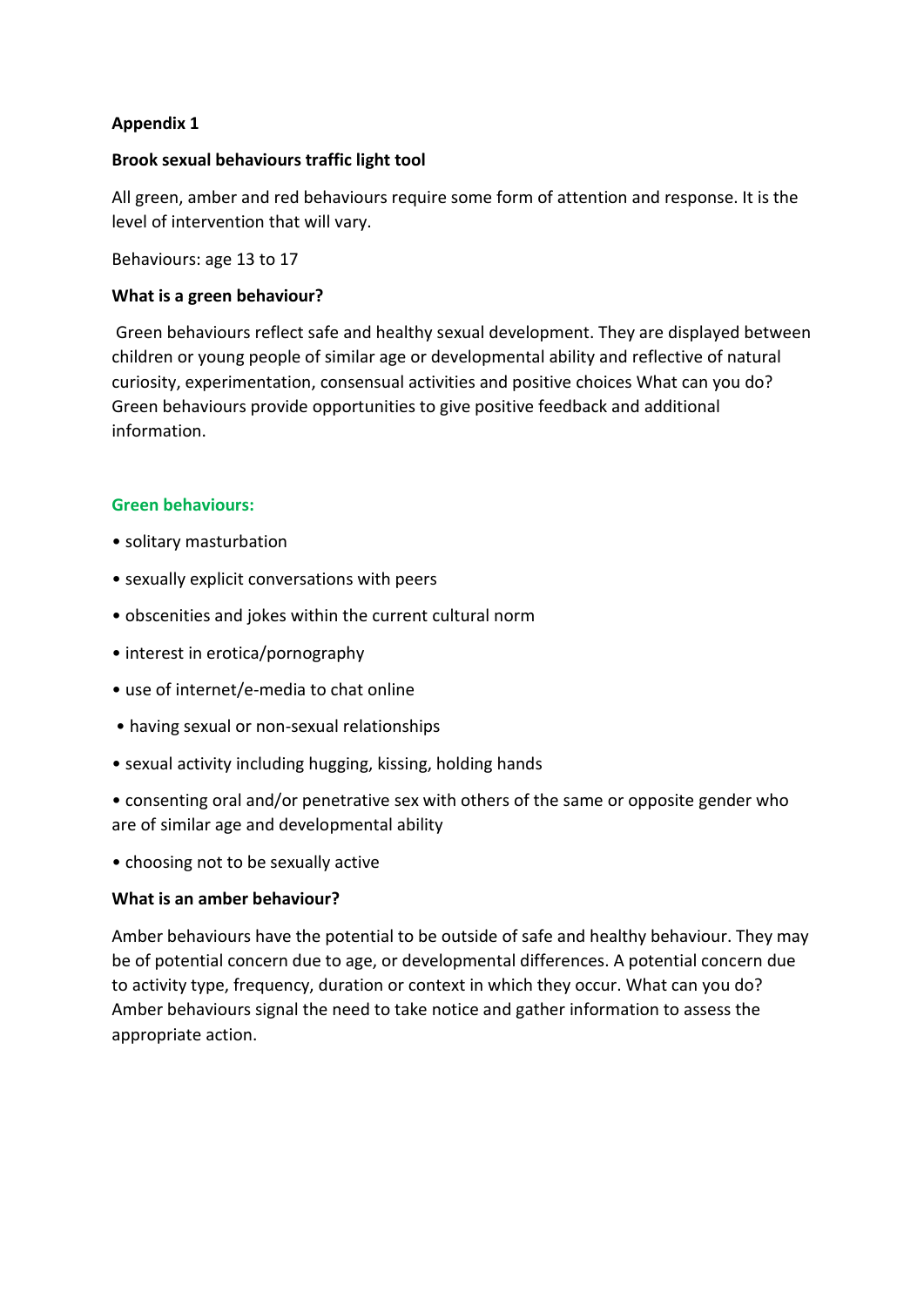**Appendix 1**

**Brook sexual behaviours traffic light tool**

All green, amber and red behaviours require some form of attention and response. It is the level of intervention that will vary.

Behaviours: age 13 to 17

**What is a green behaviour?**

Green behaviours reflect safe and healthy sexual development. They are displayed between children or young people of similar age or developmental ability and reflective of natural curiosity, experimentation, consensual activities and positive choices What can you do? Green behaviours provide opportunities to give positive feedback and additional information.

**Green behaviours:**

- solitary masturbation
- sexually explicit conversations with peers
- obscenities and jokes within the current cultural norm
- interest in erotica/pornography
- use of internet/e-media to chat online
- having sexual or non-sexual relationships
- sexual activity including hugging, kissing, holding hands
- consenting oral and/or penetrative sex with others of the same or opposite gender who are of similar age and developmental ability
- choosing not to be sexually active

**What is an amber behaviour?**

Amber behaviours have the potential to be outside of safe and healthy behaviour. They may be of potential concern due to age, or developmental differences. A potential concern due to activity type, frequency, duration or context in which they occur. What can you do? Amber behaviours signal the need to take notice and gather information to assess the appropriate action.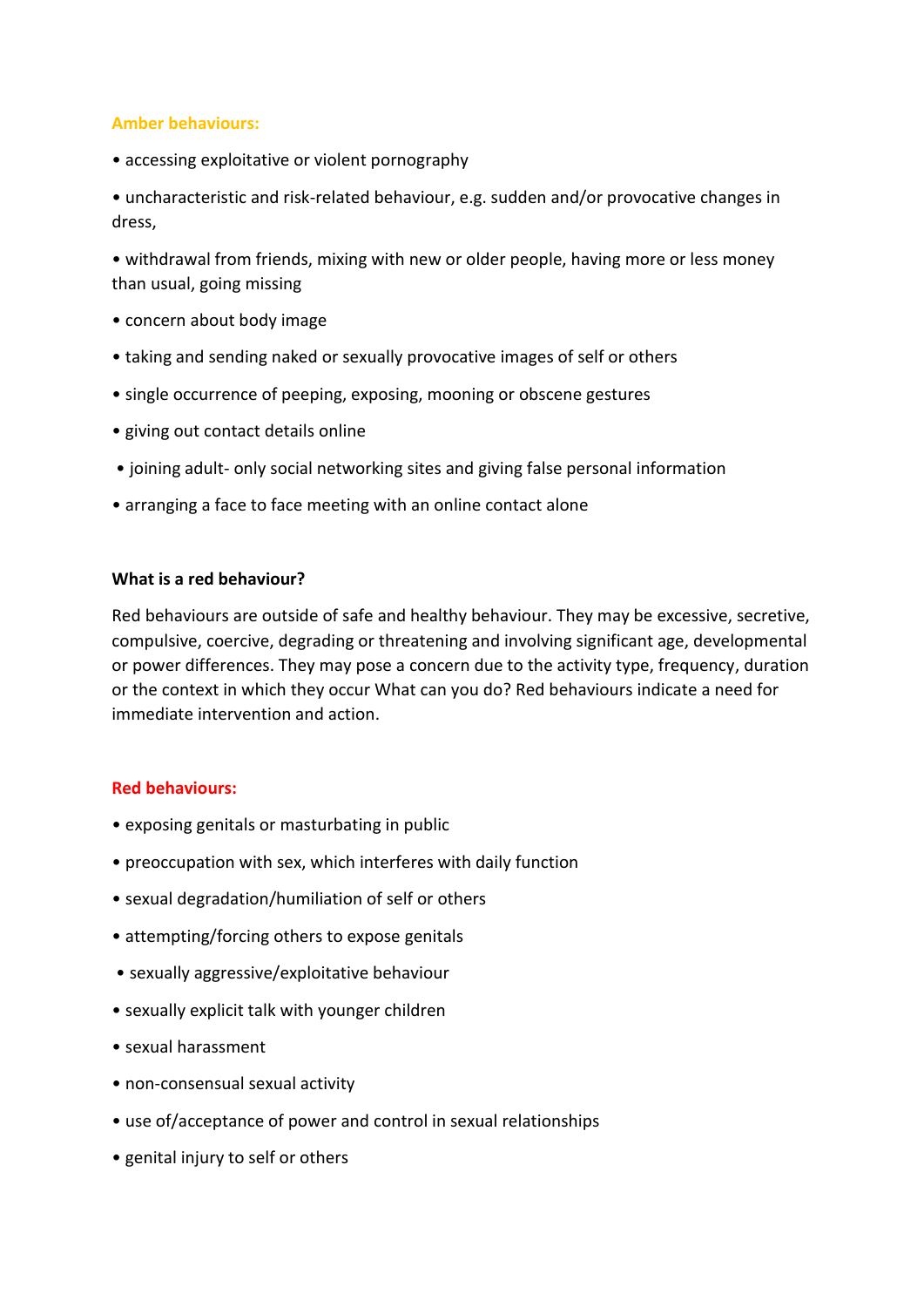**Amber behaviours:**

- accessing exploitative or violent pornography
- uncharacteristic and risk-related behaviour, e.g. sudden and/or provocative changes in dress,
- withdrawal from friends, mixing with new or older people, having more or less money than usual, going missing
- concern about body image
- taking and sending naked or sexually provocative images of self or others
- single occurrence of peeping, exposing, mooning or obscene gestures
- giving out contact details online
- joining adult- only social networking sites and giving false personal information
- arranging a face to face meeting with an online contact alone

**What is a red behaviour?**

Red behaviours are outside of safe and healthy behaviour. They may be excessive, secretive, compulsive, coercive, degrading or threatening and involving significant age, developmental or power differences. They may pose a concern due to the activity type, frequency, duration or the context in which they occur What can you do? Red behaviours indicate a need for immediate intervention and action.

**Red behaviours:**

- exposing genitals or masturbating in public
- preoccupation with sex, which interferes with daily function
- sexual degradation/humiliation of self or others
- attempting/forcing others to expose genitals
- sexually aggressive/exploitative behaviour
- sexually explicit talk with younger children
- sexual harassment
- non-consensual sexual activity
- use of/acceptance of power and control in sexual relationships
- genital injury to self or others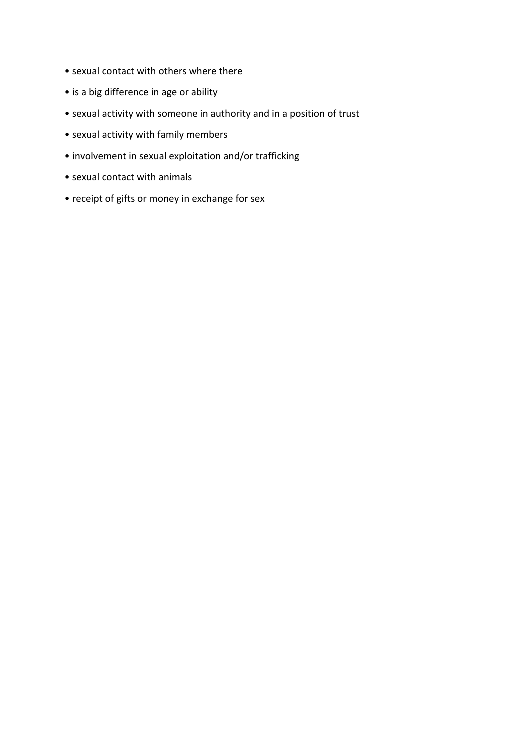- sexual contact with others where there
- is a big difference in age or ability
- sexual activity with someone in authority and in a position of trust
- sexual activity with family members
- involvement in sexual exploitation and/or trafficking
- sexual contact with animals
- receipt of gifts or money in exchange for sex